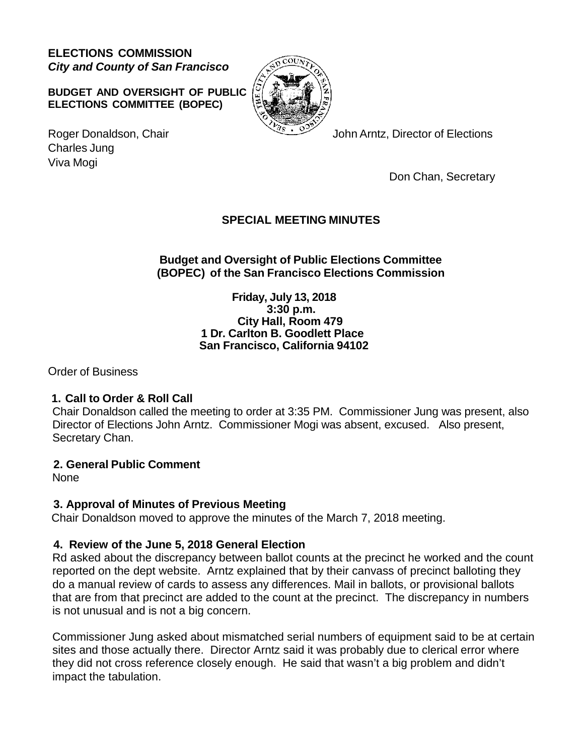**ELECTIONS COMMISSION**
***City and County of San Francisco***

**BUDGET AND OVERSIGHT OF PUBLIC ELECTIONS COMMITTEE (BOPEC)**

Roger Donaldson, Chair
Charles Jung
Viva Mogi

John Arntz, Director of Elections

Don Chan, Secretary

# SPECIAL MEETING MINUTES

**Budget and Oversight of Public Elections Committee (BOPEC) of the San Francisco Elections Commission**

**Friday, July 13, 2018**
**3:30 p.m.**
**City Hall, Room 479**
**1 Dr. Carlton B. Goodlett Place**
**San Francisco, California 94102**

Order of Business

**1. Call to Order & Roll Call**

Chair Donaldson called the meeting to order at 3:35 PM. Commissioner Jung was present, also Director of Elections John Arntz. Commissioner Mogi was absent, excused. Also present, Secretary Chan.

**2. General Public Comment**

None

**3. Approval of Minutes of Previous Meeting**

Chair Donaldson moved to approve the minutes of the March 7, 2018 meeting.

**4. Review of the June 5, 2018 General Election**

Rd asked about the discrepancy between ballot counts at the precinct he worked and the count reported on the dept website. Arntz explained that by their canvass of precinct balloting they do a manual review of cards to assess any differences. Mail in ballots, or provisional ballots that are from that precinct are added to the count at the precinct. The discrepancy in numbers is not unusual and is not a big concern.

Commissioner Jung asked about mismatched serial numbers of equipment said to be at certain sites and those actually there. Director Arntz said it was probably due to clerical error where they did not cross reference closely enough. He said that wasn't a big problem and didn't impact the tabulation.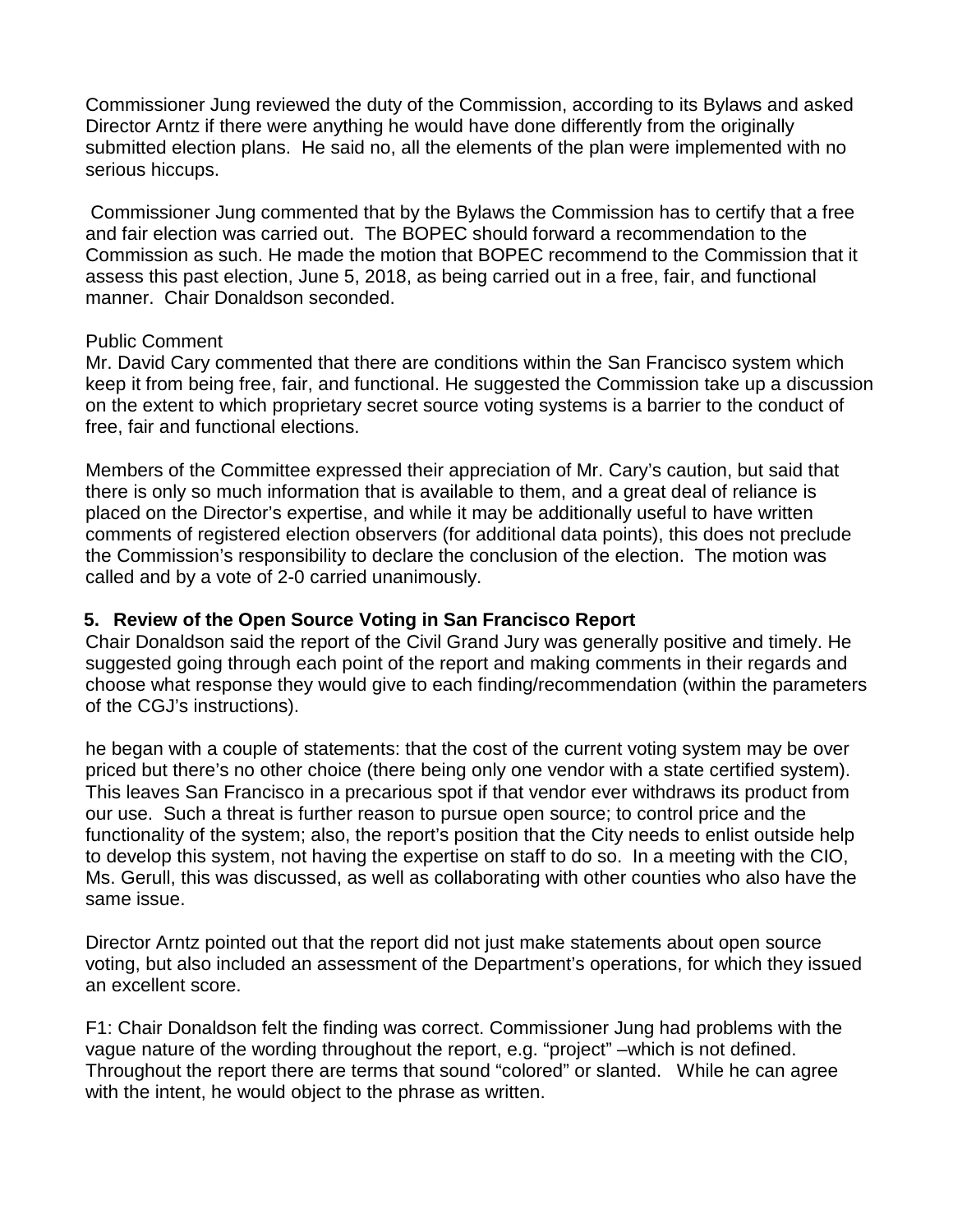Commissioner Jung reviewed the duty of the Commission, according to its Bylaws and asked Director Arntz if there were anything he would have done differently from the originally submitted election plans. He said no, all the elements of the plan were implemented with no serious hiccups.

Commissioner Jung commented that by the Bylaws the Commission has to certify that a free and fair election was carried out. The BOPEC should forward a recommendation to the Commission as such. He made the motion that BOPEC recommend to the Commission that it assess this past election, June 5, 2018, as being carried out in a free, fair, and functional manner. Chair Donaldson seconded.

Public Comment
Mr. David Cary commented that there are conditions within the San Francisco system which keep it from being free, fair, and functional. He suggested the Commission take up a discussion on the extent to which proprietary secret source voting systems is a barrier to the conduct of free, fair and functional elections.

Members of the Committee expressed their appreciation of Mr. Cary's caution, but said that there is only so much information that is available to them, and a great deal of reliance is placed on the Director's expertise, and while it may be additionally useful to have written comments of registered election observers (for additional data points), this does not preclude the Commission's responsibility to declare the conclusion of the election. The motion was called and by a vote of 2-0 carried unanimously.

**5. Review of the Open Source Voting in San Francisco Report**

Chair Donaldson said the report of the Civil Grand Jury was generally positive and timely. He suggested going through each point of the report and making comments in their regards and choose what response they would give to each finding/recommendation (within the parameters of the CGJ's instructions).

he began with a couple of statements: that the cost of the current voting system may be over priced but there's no other choice (there being only one vendor with a state certified system). This leaves San Francisco in a precarious spot if that vendor ever withdraws its product from our use. Such a threat is further reason to pursue open source; to control price and the functionality of the system; also, the report's position that the City needs to enlist outside help to develop this system, not having the expertise on staff to do so. In a meeting with the CIO, Ms. Gerull, this was discussed, as well as collaborating with other counties who also have the same issue.

Director Arntz pointed out that the report did not just make statements about open source voting, but also included an assessment of the Department's operations, for which they issued an excellent score.

F1: Chair Donaldson felt the finding was correct. Commissioner Jung had problems with the vague nature of the wording throughout the report, e.g. "project" –which is not defined. Throughout the report there are terms that sound "colored" or slanted. While he can agree with the intent, he would object to the phrase as written.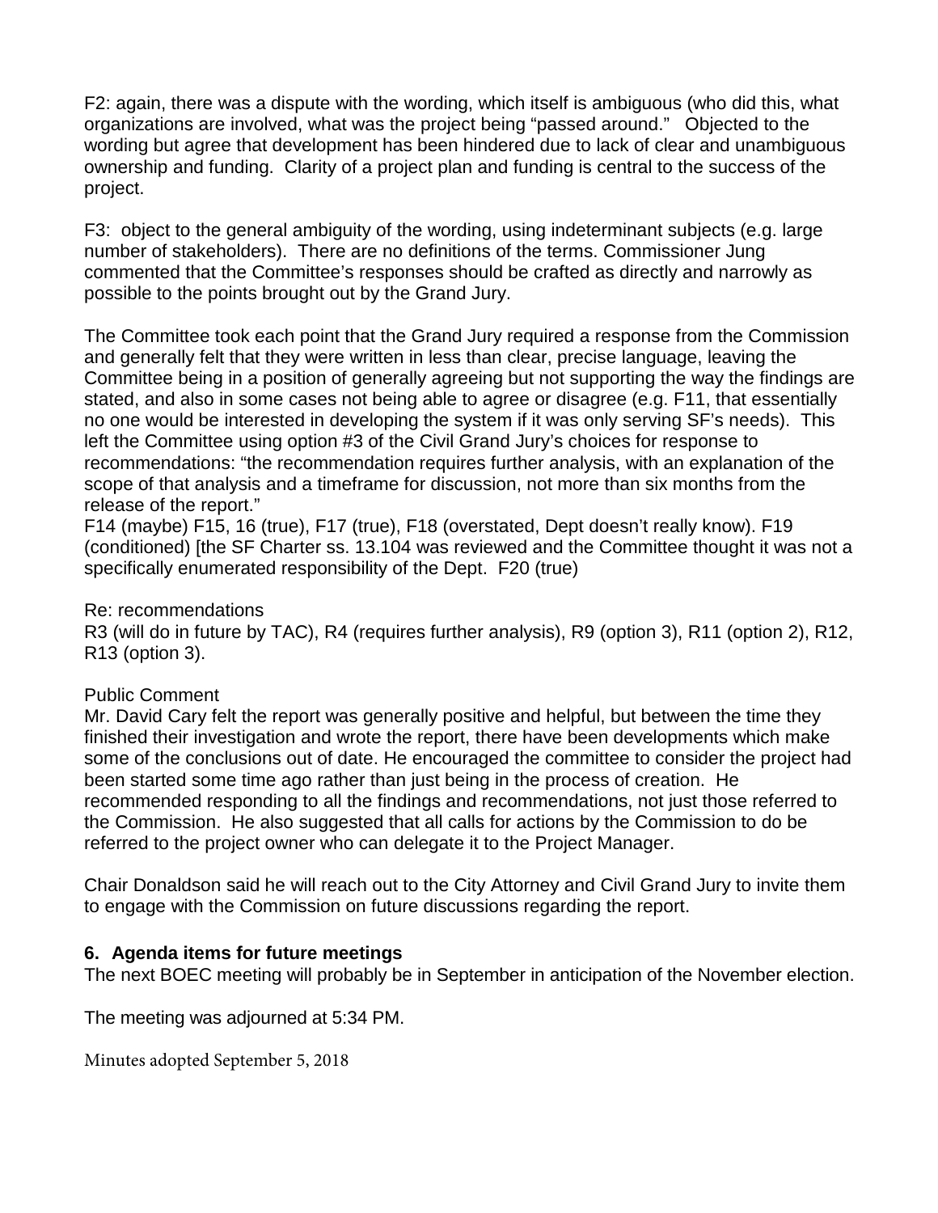F2: again, there was a dispute with the wording, which itself is ambiguous (who did this, what organizations are involved, what was the project being "passed around." Objected to the wording but agree that development has been hindered due to lack of clear and unambiguous ownership and funding. Clarity of a project plan and funding is central to the success of the project.

F3: object to the general ambiguity of the wording, using indeterminant subjects (e.g. large number of stakeholders). There are no definitions of the terms. Commissioner Jung commented that the Committee's responses should be crafted as directly and narrowly as possible to the points brought out by the Grand Jury.

The Committee took each point that the Grand Jury required a response from the Commission and generally felt that they were written in less than clear, precise language, leaving the Committee being in a position of generally agreeing but not supporting the way the findings are stated, and also in some cases not being able to agree or disagree (e.g. F11, that essentially no one would be interested in developing the system if it was only serving SF's needs). This left the Committee using option #3 of the Civil Grand Jury's choices for response to recommendations: "the recommendation requires further analysis, with an explanation of the scope of that analysis and a timeframe for discussion, not more than six months from the release of the report."
F14 (maybe) F15, 16 (true), F17 (true), F18 (overstated, Dept doesn't really know). F19 (conditioned) [the SF Charter ss. 13.104 was reviewed and the Committee thought it was not a specifically enumerated responsibility of the Dept. F20 (true)

Re: recommendations
R3 (will do in future by TAC), R4 (requires further analysis), R9 (option 3), R11 (option 2), R12, R13 (option 3).

Public Comment
Mr. David Cary felt the report was generally positive and helpful, but between the time they finished their investigation and wrote the report, there have been developments which make some of the conclusions out of date. He encouraged the committee to consider the project had been started some time ago rather than just being in the process of creation. He recommended responding to all the findings and recommendations, not just those referred to the Commission. He also suggested that all calls for actions by the Commission to do be referred to the project owner who can delegate it to the Project Manager.

Chair Donaldson said he will reach out to the City Attorney and Civil Grand Jury to invite them to engage with the Commission on future discussions regarding the report.

### 6. Agenda items for future meetings

The next BOEC meeting will probably be in September in anticipation of the November election.

The meeting was adjourned at 5:34 PM.

Minutes adopted September 5, 2018